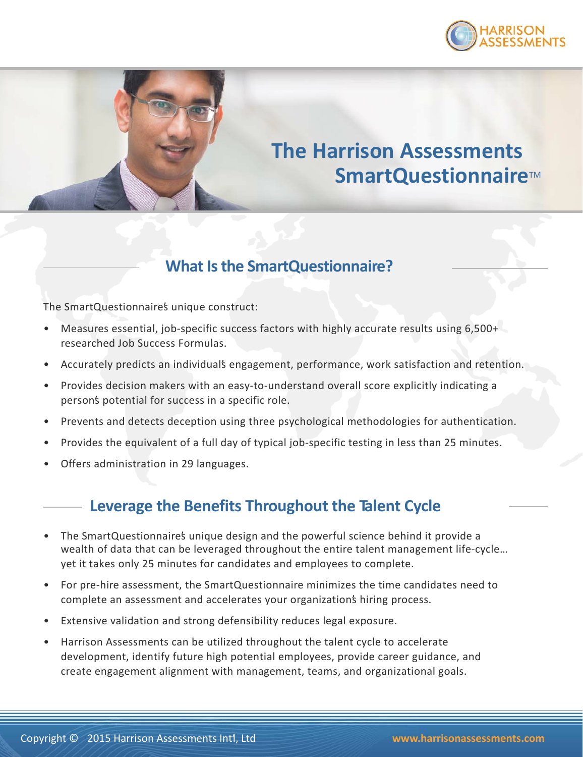# The Harrison Assessments SmartQuestionnaire™

## What Is the SmartQuestionnaire?

The SmartQuestionnaire's unique construct:

- Measures essential, job-specific success factors with highly accurate results using 6,500+ researched Job Success Formulas.
- Accurately predicts an individual's engagement, performance, work satisfaction and retention.
- Provides decision makers with an easy-to-understand overall score explicitly indicating a person's potential for success in a specific role.
- Prevents and detects deception using three psychological methodologies for authentication.
- Provides the equivalent of a full day of typical job-specific testing in less than 25 minutes.
- Offers administration in 29 languages.

## Leverage the Benefits Throughout the Talent Cycle

- The SmartQuestionnaire's unique design and the powerful science behind it provide a wealth of data that can be leveraged throughout the entire talent management life-cycle... yet it takes only 25 minutes for candidates and employees to complete.
- For pre-hire assessment, the SmartQuestionnaire minimizes the time candidates need to complete an assessment and accelerates your organization's hiring process.
- Extensive validation and strong defensibility reduces legal exposure.
- Harrison Assessments can be utilized throughout the talent cycle to accelerate development, identify future high potential employees, provide career guidance, and create engagement alignment with management, teams, and organizational goals.

Copyright © 2015 Harrison Assessments Intl, Ltd www.harrisonassessments.com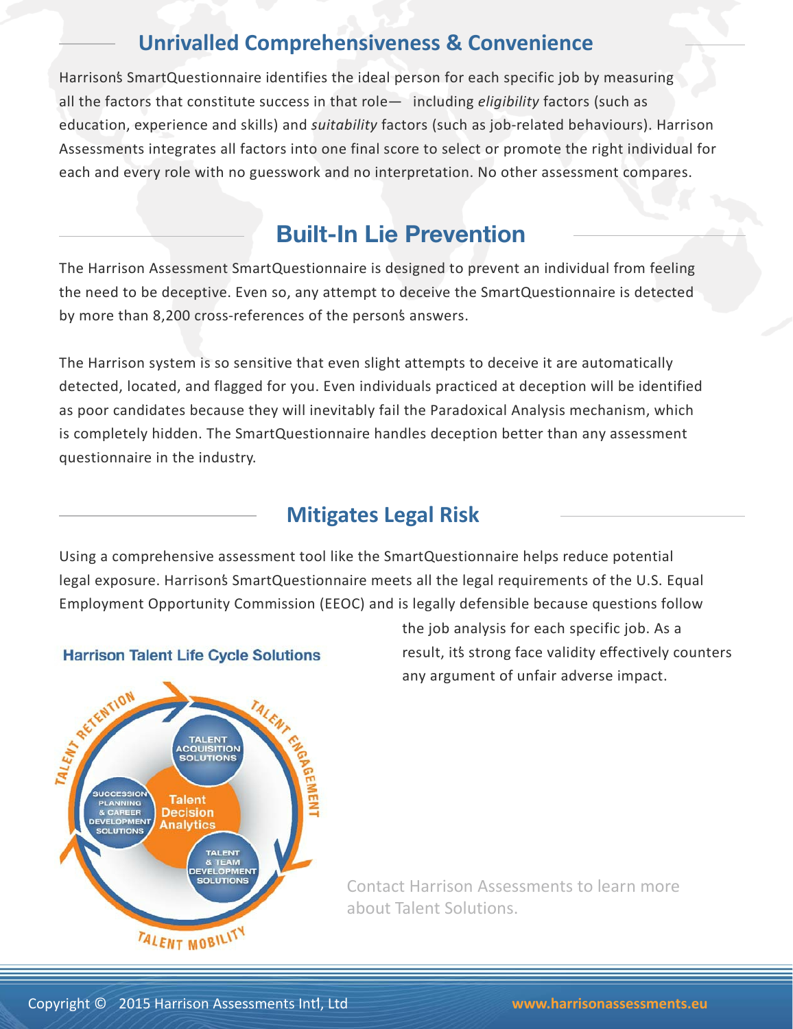## Unrivalled Comprehensiveness & Convenience

Harrison's SmartQuestionnaire identifies the ideal person for each specific job by measuring all the factors that constitute success in that role— including *eligibility* factors (such as education, experience and skills) and *suitability* factors (such as job-related behaviours). Harrison Assessments integrates all factors into one final score to select or promote the right individual for each and every role with no guesswork and no interpretation. No other assessment compares.

## Built-In Lie Prevention

The Harrison Assessment SmartQuestionnaire is designed to prevent an individual from feeling the need to be deceptive. Even so, any attempt to deceive the SmartQuestionnaire is detected by more than 8,200 cross-references of the person's answers.

The Harrison system is so sensitive that even slight attempts to deceive it are automatically detected, located, and flagged for you. Even individuals practiced at deception will be identified as poor candidates because they will inevitably fail the Paradoxical Analysis mechanism, which is completely hidden. The SmartQuestionnaire handles deception better than any assessment questionnaire in the industry.

## Mitigates Legal Risk

Using a comprehensive assessment tool like the SmartQuestionnaire helps reduce potential legal exposure. Harrison's SmartQuestionnaire meets all the legal requirements of the U.S. Equal Employment Opportunity Commission (EEOC) and is legally defensible because questions follow the job analysis for each specific job. As a result, it's strong face validity effectively counters any argument of unfair adverse impact.

**Harrison Talent Life Cycle Solutions**

TALENT RETENTION
TALENT ENGAGEMENT
TALENT MOBILITY
TALENT ACQUISITION SOLUTIONS
SUCCESSION PLANNING & CAREER DEVELOPMENT SOLUTIONS
Talent Decision Analytics
TALENT & TEAM DEVELOPMENT SOLUTIONS

Contact Harrison Assessments to learn more about Talent Solutions.

Copyright © 2015 Harrison Assessments Intl, Ltd www.harrisonassessments.eu